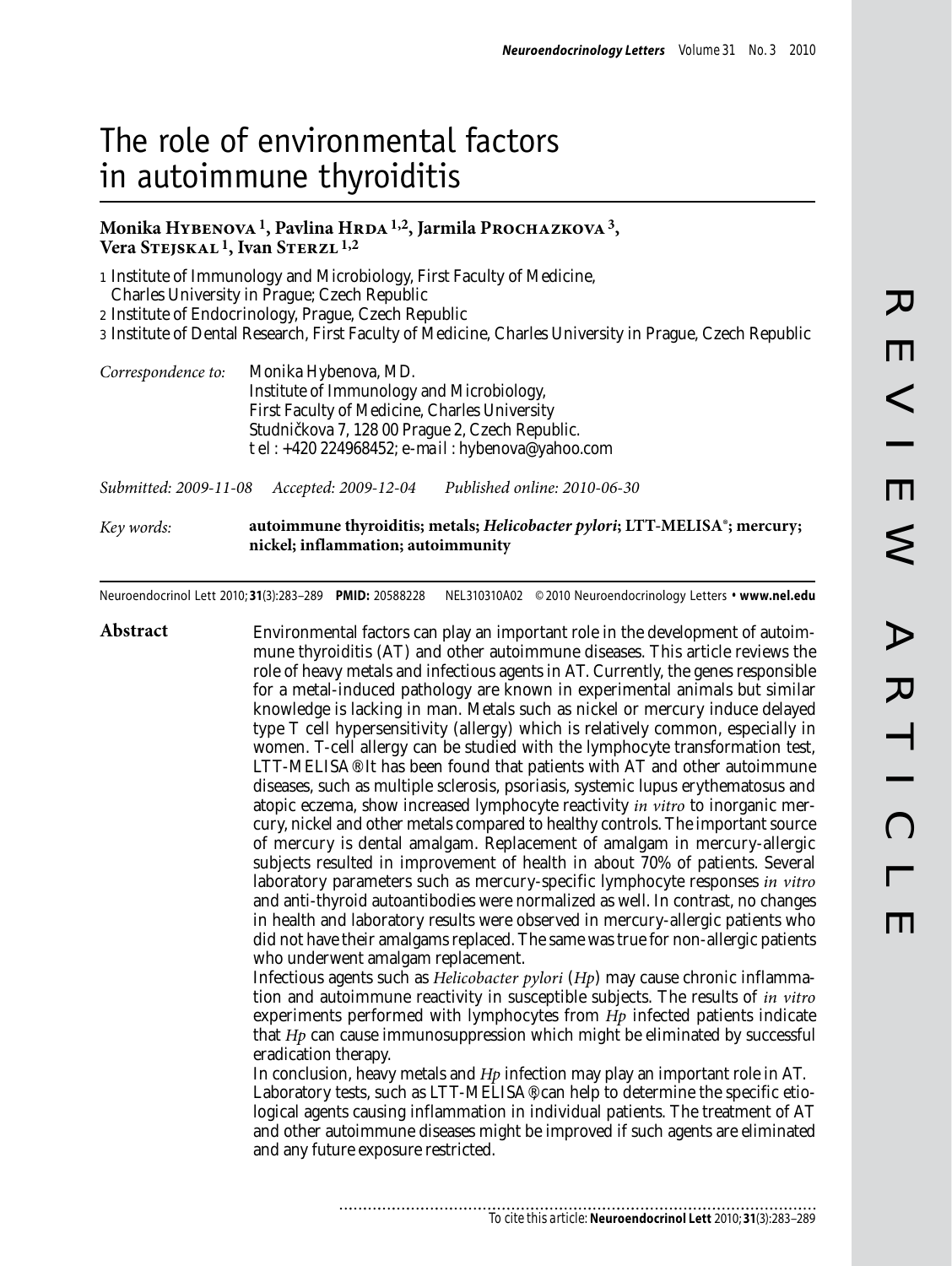# The role of environmental factors in autoimmune thyroiditis

**Monika Hybenova** [1], **Pavlina Hrda** [1,2], **Jarmila Prochazkova** [3], **Vera Stejskal** [1], **Ivan Sterzl** [1,2]

1 Institute of Immunology and Microbiology, First Faculty of Medicine, Charles University in Prague; Czech Republic
2 Institute of Endocrinology, Prague, Czech Republic
3 Institute of Dental Research, First Faculty of Medicine, Charles University in Prague, Czech Republic

*Correspondence to:* Monika Hybenova, MD.
Institute of Immunology and Microbiology,
First Faculty of Medicine, Charles University
Studničkova 7, 128 00 Prague 2, Czech Republic.
tel: +420 224968452; e-mail: hybenova@yahoo.com

*Submitted: 2009-11-08* *Accepted: 2009-12-04* *Published online: 2010-06-30*

*Key words:* **autoimmune thyroiditis; metals; *Helicobacter pylori*; LTT-MELISA®; mercury; nickel; inflammation; autoimmunity**

Neuroendocrinol Lett 2010; **31**(3):283–289 **PMID:** 20588228 NEL310310A02 © 2010 Neuroendocrinology Letters • **www.nel.edu**

## Abstract

Environmental factors can play an important role in the development of autoimmune thyroiditis (AT) and other autoimmune diseases. This article reviews the role of heavy metals and infectious agents in AT. Currently, the genes responsible for a metal-induced pathology are known in experimental animals but similar knowledge is lacking in man. Metals such as nickel or mercury induce delayed type T cell hypersensitivity (allergy) which is relatively common, especially in women. T-cell allergy can be studied with the lymphocyte transformation test, LTT-MELISA®. It has been found that patients with AT and other autoimmune diseases, such as multiple sclerosis, psoriasis, systemic lupus erythematosus and atopic eczema, show increased lymphocyte reactivity *in vitro* to inorganic mercury, nickel and other metals compared to healthy controls. The important source of mercury is dental amalgam. Replacement of amalgam in mercury-allergic subjects resulted in improvement of health in about 70% of patients. Several laboratory parameters such as mercury-specific lymphocyte responses *in vitro* and anti-thyroid autoantibodies were normalized as well. In contrast, no changes in health and laboratory results were observed in mercury-allergic patients who did not have their amalgams replaced. The same was true for non-allergic patients who underwent amalgam replacement.

Infectious agents such as *Helicobacter pylori* (*Hp*) may cause chronic inflammation and autoimmune reactivity in susceptible subjects. The results of *in vitro* experiments performed with lymphocytes from *Hp* infected patients indicate that *Hp* can cause immunosuppression which might be eliminated by successful eradication therapy.

In conclusion, heavy metals and *Hp* infection may play an important role in AT. Laboratory tests, such as LTT-MELISA®, can help to determine the specific etiological agents causing inflammation in individual patients. The treatment of AT and other autoimmune diseases might be improved if such agents are eliminated and any future exposure restricted.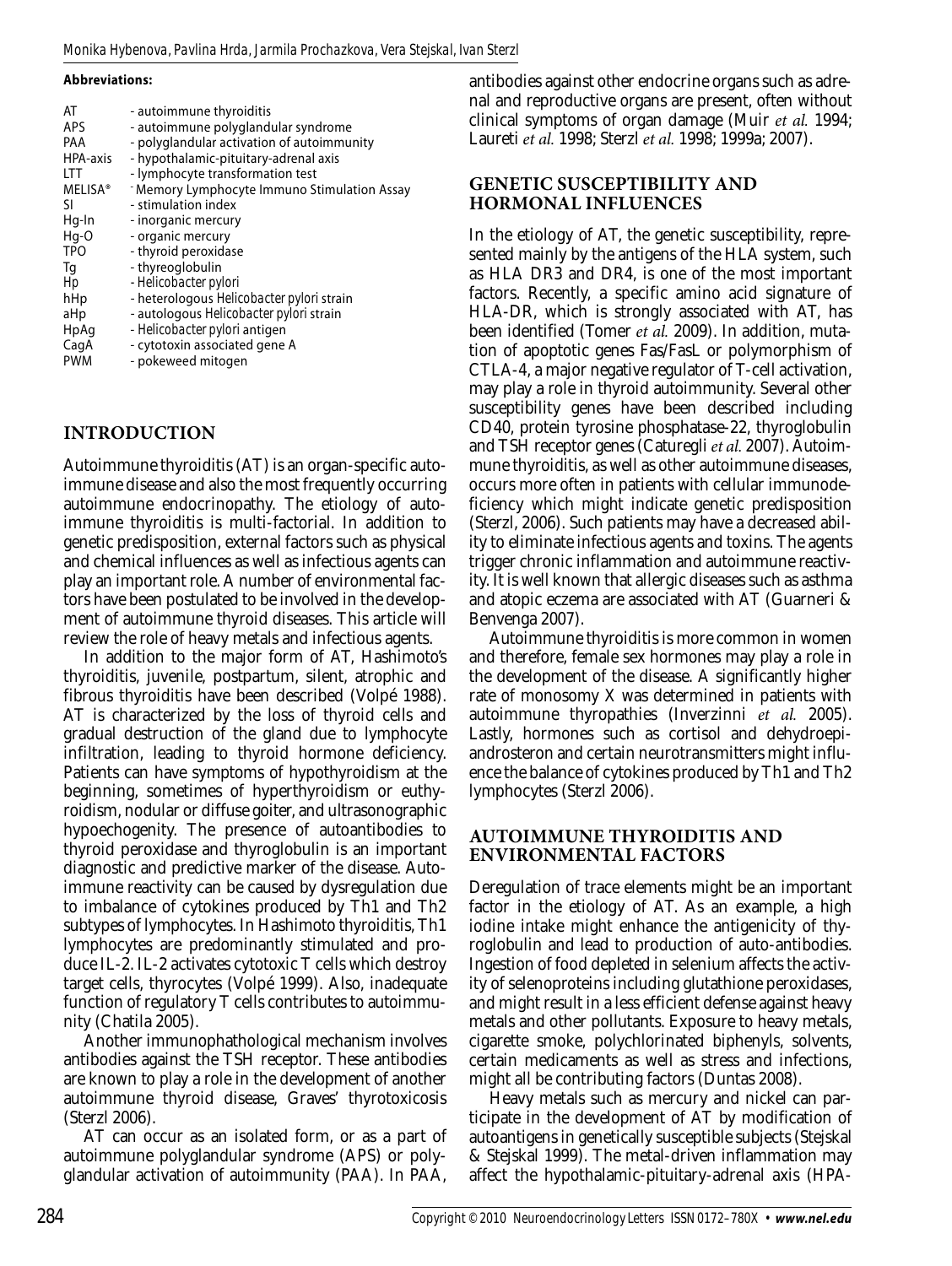**Abbreviations:**

| | |
|---|---|
| AT | - autoimmune thyroiditis |
| APS | - autoimmune polyglandular syndrome |
| PAA | - polyglandular activation of autoimmunity |
| HPA-axis | - hypothalamic-pituitary-adrenal axis |
| LTT | - lymphocyte transformation test |
| MELISA® | - Memory Lymphocyte Immuno Stimulation Assay |
| SI | - stimulation index |
| Hg-In | - inorganic mercury |
| Hg-O | - organic mercury |
| TPO | - thyroid peroxidase |
| Tg | - thyreoglobulin |
| Hp | - *Helicobacter pylori* |
| hHp | - heterologous *Helicobacter pylori* strain |
| aHp | - autologous *Helicobacter pylori* strain |
| HpAg | - *Helicobacter pylori* antigen |
| CagA | - cytotoxin associated gene A |
| PWM | - pokeweed mitogen |

## INTRODUCTION

Autoimmune thyroiditis (AT) is an organ-specific autoimmune disease and also the most frequently occurring autoimmune endocrinopathy. The etiology of autoimmune thyroiditis is multi-factorial. In addition to genetic predisposition, external factors such as physical and chemical influences as well as infectious agents can play an important role. A number of environmental factors have been postulated to be involved in the development of autoimmune thyroid diseases. This article will review the role of heavy metals and infectious agents.

In addition to the major form of AT, Hashimoto's thyroiditis, juvenile, postpartum, silent, atrophic and fibrous thyroiditis have been described (Volpé 1988). AT is characterized by the loss of thyroid cells and gradual destruction of the gland due to lymphocyte infiltration, leading to thyroid hormone deficiency. Patients can have symptoms of hypothyroidism at the beginning, sometimes of hyperthyroidism or euthyroidism, nodular or diffuse goiter, and ultrasonographic hypoechogenity. The presence of autoantibodies to thyroid peroxidase and thyroglobulin is an important diagnostic and predictive marker of the disease. Autoimmune reactivity can be caused by dysregulation due to imbalance of cytokines produced by Th1 and Th2 subtypes of lymphocytes. In Hashimoto thyroiditis, Th1 lymphocytes are predominantly stimulated and produce IL-2. IL-2 activates cytotoxic T cells which destroy target cells, thyrocytes (Volpé 1999). Also, inadequate function of regulatory T cells contributes to autoimmunity (Chatila 2005).

Another immunophathological mechanism involves antibodies against the TSH receptor. These antibodies are known to play a role in the development of another autoimmune thyroid disease, Graves' thyrotoxicosis (Sterzl 2006).

AT can occur as an isolated form, or as a part of autoimmune polyglandular syndrome (APS) or polyglandular activation of autoimmunity (PAA). In PAA, antibodies against other endocrine organs such as adrenal and reproductive organs are present, often without clinical symptoms of organ damage (Muir *et al.* 1994; Laureti *et al.* 1998; Sterzl *et al.* 1998; 1999a; 2007).

## GENETIC SUSCEPTIBILITY AND HORMONAL INFLUENCES

In the etiology of AT, the genetic susceptibility, represented mainly by the antigens of the HLA system, such as HLA DR3 and DR4, is one of the most important factors. Recently, a specific amino acid signature of HLA-DR, which is strongly associated with AT, has been identified (Tomer *et al.* 2009). In addition, mutation of apoptotic genes Fas/FasL or polymorphism of CTLA-4, a major negative regulator of T-cell activation, may play a role in thyroid autoimmunity. Several other susceptibility genes have been described including CD40, protein tyrosine phosphatase-22, thyroglobulin and TSH receptor genes (Caturegli *et al.* 2007). Autoimmune thyroiditis, as well as other autoimmune diseases, occurs more often in patients with cellular immunodeficiency which might indicate genetic predisposition (Sterzl, 2006). Such patients may have a decreased ability to eliminate infectious agents and toxins. The agents trigger chronic inflammation and autoimmune reactivity. It is well known that allergic diseases such as asthma and atopic eczema are associated with AT (Guarneri & Benvenga 2007).

Autoimmune thyroiditis is more common in women and therefore, female sex hormones may play a role in the development of the disease. A significantly higher rate of monosomy X was determined in patients with autoimmune thyropathies (Inverzinni *et al.* 2005). Lastly, hormones such as cortisol and dehydroepiandrosteron and certain neurotransmitters might influence the balance of cytokines produced by Th1 and Th2 lymphocytes (Sterzl 2006).

## AUTOIMMUNE THYROIDITIS AND ENVIRONMENTAL FACTORS

Deregulation of trace elements might be an important factor in the etiology of AT. As an example, a high iodine intake might enhance the antigenicity of thyroglobulin and lead to production of auto-antibodies. Ingestion of food depleted in selenium affects the activity of selenoproteins including glutathione peroxidases, and might result in a less efficient defense against heavy metals and other pollutants. Exposure to heavy metals, cigarette smoke, polychlorinated biphenyls, solvents, certain medicaments as well as stress and infections, might all be contributing factors (Duntas 2008).

Heavy metals such as mercury and nickel can participate in the development of AT by modification of autoantigens in genetically susceptible subjects (Stejskal & Stejskal 1999). The metal-driven inflammation may affect the hypothalamic-pituitary-adrenal axis (HPA-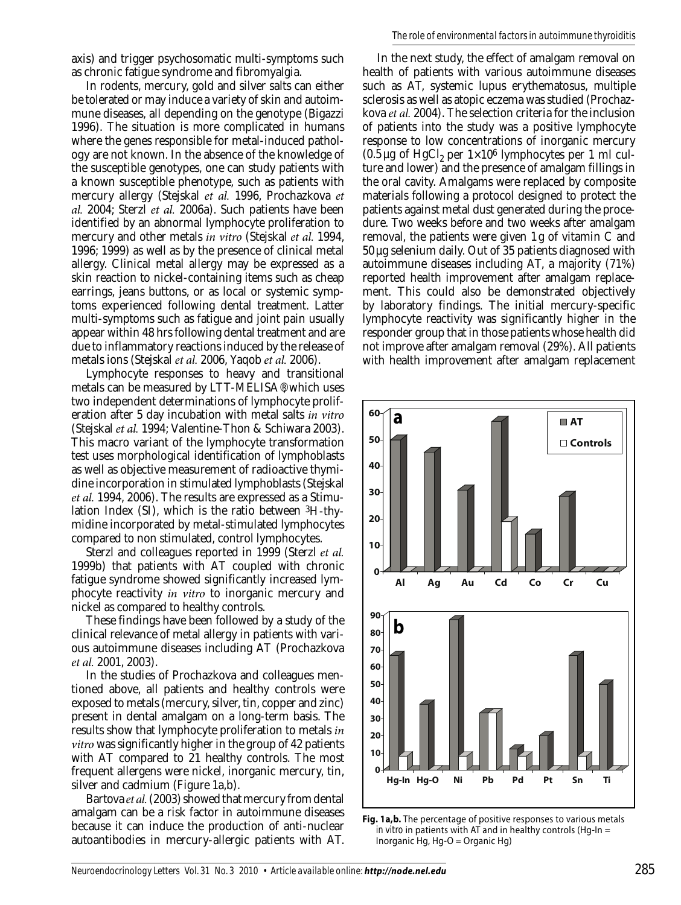axis) and trigger psychosomatic multi-symptoms such as chronic fatigue syndrome and fibromyalgia.

In rodents, mercury, gold and silver salts can either be tolerated or may induce a variety of skin and autoimmune diseases, all depending on the genotype (Bigazzi 1996). The situation is more complicated in humans where the genes responsible for metal-induced pathology are not known. In the absence of the knowledge of the susceptible genotypes, one can study patients with a known susceptible phenotype, such as patients with mercury allergy (Stejskal *et al.* 1996, Prochazkova *et al.* 2004; Sterzl *et al.* 2006a). Such patients have been identified by an abnormal lymphocyte proliferation to mercury and other metals *in vitro* (Stejskal *et al.* 1994, 1996; 1999) as well as by the presence of clinical metal allergy. Clinical metal allergy may be expressed as a skin reaction to nickel-containing items such as cheap earrings, jeans buttons, or as local or systemic symptoms experienced following dental treatment. Latter multi-symptoms such as fatigue and joint pain usually appear within 48 hrs following dental treatment and are due to inflammatory reactions induced by the release of metals ions (Stejskal *et al.* 2006, Yaqob *et al.* 2006).

Lymphocyte responses to heavy and transitional metals can be measured by LTT-MELISA®, which uses two independent determinations of lymphocyte proliferation after 5 day incubation with metal salts *in vitro* (Stejskal *et al.* 1994; Valentine-Thon & Schiwara 2003). This macro variant of the lymphocyte transformation test uses morphological identification of lymphoblasts as well as objective measurement of radioactive thymidine incorporation in stimulated lymphoblasts (Stejskal *et al.* 1994, 2006). The results are expressed as a Stimulation Index (SI), which is the ratio between $^3$H-thymidine incorporated by metal-stimulated lymphocytes compared to non stimulated, control lymphocytes.

Sterzl and colleagues reported in 1999 (Sterzl *et al.* 1999b) that patients with AT coupled with chronic fatigue syndrome showed significantly increased lymphocyte reactivity *in vitro* to inorganic mercury and nickel as compared to healthy controls.

These findings have been followed by a study of the clinical relevance of metal allergy in patients with various autoimmune diseases including AT (Prochazkova *et al.* 2001, 2003).

In the studies of Prochazkova and colleagues mentioned above, all patients and healthy controls were exposed to metals (mercury, silver, tin, copper and zinc) present in dental amalgam on a long-term basis. The results show that lymphocyte proliferation to metals *in vitro* was significantly higher in the group of 42 patients with AT compared to 21 healthy controls. The most frequent allergens were nickel, inorganic mercury, tin, silver and cadmium (Figure 1a,b).

Bartova *et al.* (2003) showed that mercury from dental amalgam can be a risk factor in autoimmune diseases because it can induce the production of anti-nuclear autoantibodies in mercury-allergic patients with AT.

In the next study, the effect of amalgam removal on health of patients with various autoimmune diseases such as AT, systemic lupus erythematosus, multiple sclerosis as well as atopic eczema was studied (Prochazkova *et al.* 2004). The selection criteria for the inclusion of patients into the study was a positive lymphocyte response to low concentrations of inorganic mercury (0.5 µg of $HgCl_2$ per $1{\times}10^6$ lymphocytes per 1 ml culture and lower) and the presence of amalgam fillings in the oral cavity. Amalgams were replaced by composite materials following a protocol designed to protect the patients against metal dust generated during the procedure. Two weeks before and two weeks after amalgam removal, the patients were given 1 g of vitamin C and 50 µg selenium daily. Out of 35 patients diagnosed with autoimmune diseases including AT, a majority (71%) reported health improvement after amalgam replacement. This could also be demonstrated objectively by laboratory findings. The initial mercury-specific lymphocyte reactivity was significantly higher in the responder group that in those patients whose health did not improve after amalgam removal (29%). All patients with health improvement after amalgam replacement

**Fig. 1a,b.** The percentage of positive responses to various metals *in vitro* in patients with AT and in healthy controls (Hg-In = Inorganic Hg, Hg-O = Organic Hg)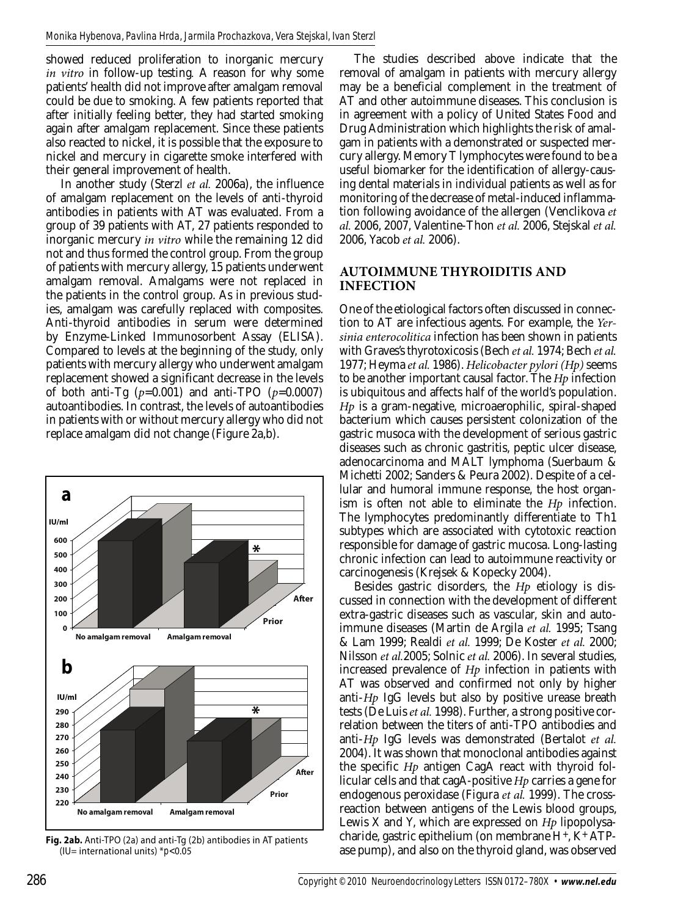showed reduced proliferation to inorganic mercury *in vitro* in follow-up testing. A reason for why some patients' health did not improve after amalgam removal could be due to smoking. A few patients reported that after initially feeling better, they had started smoking again after amalgam replacement. Since these patients also reacted to nickel, it is possible that the exposure to nickel and mercury in cigarette smoke interfered with their general improvement of health.

In another study (Sterzl *et al.* 2006a), the influence of amalgam replacement on the levels of anti-thyroid antibodies in patients with AT was evaluated. From a group of 39 patients with AT, 27 patients responded to inorganic mercury *in vitro* while the remaining 12 did not and thus formed the control group. From the group of patients with mercury allergy, 15 patients underwent amalgam removal. Amalgams were not replaced in the patients in the control group. As in previous studies, amalgam was carefully replaced with composites. Anti-thyroid antibodies in serum were determined by Enzyme-Linked Immunosorbent Assay (ELISA). Compared to levels at the beginning of the study, only patients with mercury allergy who underwent amalgam replacement showed a significant decrease in the levels of both anti-Tg ($p$=0.001) and anti-TPO ($p$=0.0007) autoantibodies. In contrast, the levels of autoantibodies in patients with or without mercury allergy who did not replace amalgam did not change (Figure 2a,b).

**Fig. 2ab.** Anti-TPO (2a) and anti-Tg (2b) antibodies in AT patients (IU= international units) *p<0.05

The studies described above indicate that the removal of amalgam in patients with mercury allergy may be a beneficial complement in the treatment of AT and other autoimmune diseases. This conclusion is in agreement with a policy of United States Food and Drug Administration which highlights the risk of amalgam in patients with a demonstrated or suspected mercury allergy. Memory T lymphocytes were found to be a useful biomarker for the identification of allergy-causing dental materials in individual patients as well as for monitoring of the decrease of metal-induced inflammation following avoidance of the allergen (Venclikova *et al.* 2006, 2007, Valentine-Thon *et al.* 2006, Stejskal *et al.* 2006, Yacob *et al.* 2006).

## AUTOIMMUNE THYROIDITIS AND INFECTION

One of the etiological factors often discussed in connection to AT are infectious agents. For example, the *Yersinia enterocolitica* infection has been shown in patients with Graves's thyrotoxicosis (Bech *et al.* 1974; Bech *et al.* 1977; Heyma *et al.* 1986). *Helicobacter pylori (Hp)* seems to be another important causal factor. The *Hp* infection is ubiquitous and affects half of the world's population. *Hp* is a gram-negative, microaerophilic, spiral-shaped bacterium which causes persistent colonization of the gastric musoca with the development of serious gastric diseases such as chronic gastritis, peptic ulcer disease, adenocarcinoma and MALT lymphoma (Suerbaum & Michetti 2002; Sanders & Peura 2002). Despite of a cellular and humoral immune response, the host organism is often not able to eliminate the *Hp* infection. The lymphocytes predominantly differentiate to Th1 subtypes which are associated with cytotoxic reaction responsible for damage of gastric mucosa. Long-lasting chronic infection can lead to autoimmune reactivity or carcinogenesis (Krejsek & Kopecky 2004).

Besides gastric disorders, the *Hp* etiology is discussed in connection with the development of different extra-gastric diseases such as vascular, skin and autoimmune diseases (Martin de Argila *et al.* 1995; Tsang & Lam 1999; Realdi *et al.* 1999; De Koster *et al.* 2000; Nilsson *et al.*2005; Solnic *et al.* 2006). In several studies, increased prevalence of *Hp* infection in patients with AT was observed and confirmed not only by higher anti-*Hp* IgG levels but also by positive urease breath tests (De Luis *et al.* 1998). Further, a strong positive correlation between the titers of anti-TPO antibodies and anti-*Hp* IgG levels was demonstrated (Bertalot *et al.* 2004). It was shown that monoclonal antibodies against the specific *Hp* antigen CagA react with thyroid follicular cells and that cagA-positive *Hp* carries a gene for endogenous peroxidase (Figura *et al.* 1999). The cross-reaction between antigens of the Lewis blood groups, Lewis X and Y, which are expressed on *Hp* lipopolysaccharide, gastric epithelium (on membrane $H^+$, $K^+$ ATP-ase pump), and also on the thyroid gland, was observed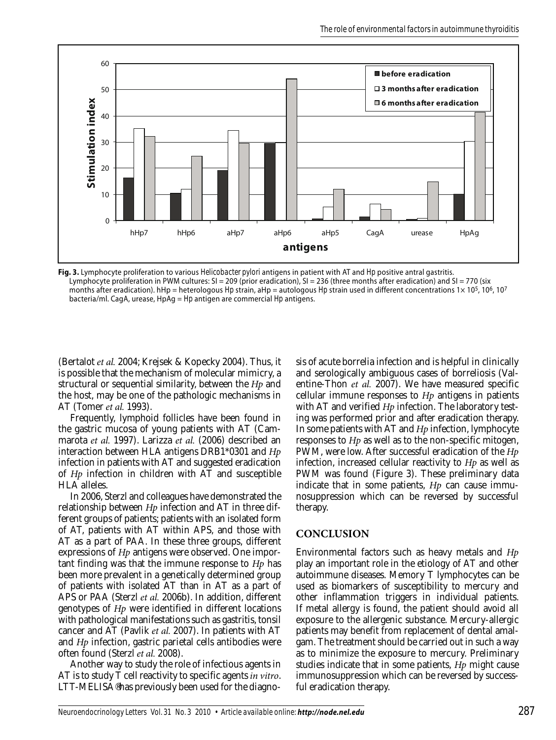**Fig. 3.** Lymphocyte proliferation to various *Helicobacter pylori* antigens in patient with AT and *Hp* positive antral gastritis. Lymphocyte proliferation in PWM cultures: SI = 209 (prior eradication), SI = 236 (three months after eradication) and SI = 770 (six months after eradication). hHp = heterologous *Hp* strain, aHp = autologous *Hp* strain used in different concentrations $1\times 10^5$, $10^6$, $10^7$ bacteria/ml. CagA, urease, HpAg = *Hp* antigen are commercial *Hp* antigens.

(Bertalot *et al.* 2004; Krejsek & Kopecky 2004). Thus, it is possible that the mechanism of molecular mimicry, a structural or sequential similarity, between the *Hp* and the host, may be one of the pathologic mechanisms in AT (Tomer *et al.* 1993).

Frequently, lymphoid follicles have been found in the gastric mucosa of young patients with AT (Cammarota *et al.* 1997). Larizza *et al.* (2006) described an interaction between HLA antigens DRB1*0301 and *Hp* infection in patients with AT and suggested eradication of *Hp* infection in children with AT and susceptible HLA alleles.

In 2006, Sterzl and colleagues have demonstrated the relationship between *Hp* infection and AT in three different groups of patients; patients with an isolated form of AT, patients with AT within APS, and those with AT as a part of PAA. In these three groups, different expressions of *Hp* antigens were observed. One important finding was that the immune response to *Hp* has been more prevalent in a genetically determined group of patients with isolated AT than in AT as a part of APS or PAA (Sterzl *et al.* 2006b). In addition, different genotypes of *Hp* were identified in different locations with pathological manifestations such as gastritis, tonsil cancer and AT (Pavlik *et al.* 2007). In patients with AT and *Hp* infection, gastric parietal cells antibodies were often found (Sterzl *et al.* 2008).

Another way to study the role of infectious agents in AT is to study T cell reactivity to specific agents *in vitro*. LTT-MELISA® has previously been used for the diagnosis of acute borrelia infection and is helpful in clinically and serologically ambiguous cases of borreliosis (Valentine-Thon *et al.* 2007). We have measured specific cellular immune responses to *Hp* antigens in patients with AT and verified *Hp* infection. The laboratory testing was performed prior and after eradication therapy. In some patients with AT and *Hp* infection, lymphocyte responses to *Hp* as well as to the non-specific mitogen, PWM, were low. After successful eradication of the *Hp* infection, increased cellular reactivity to *Hp* as well as PWM was found (Figure 3). These preliminary data indicate that in some patients, *Hp* can cause immunosuppression which can be reversed by successful therapy.

## CONCLUSION

Environmental factors such as heavy metals and *Hp* play an important role in the etiology of AT and other autoimmune diseases. Memory T lymphocytes can be used as biomarkers of susceptibility to mercury and other inflammation triggers in individual patients. If metal allergy is found, the patient should avoid all exposure to the allergenic substance. Mercury-allergic patients may benefit from replacement of dental amalgam. The treatment should be carried out in such a way as to minimize the exposure to mercury. Preliminary studies indicate that in some patients, *Hp* might cause immunosuppression which can be reversed by successful eradication therapy.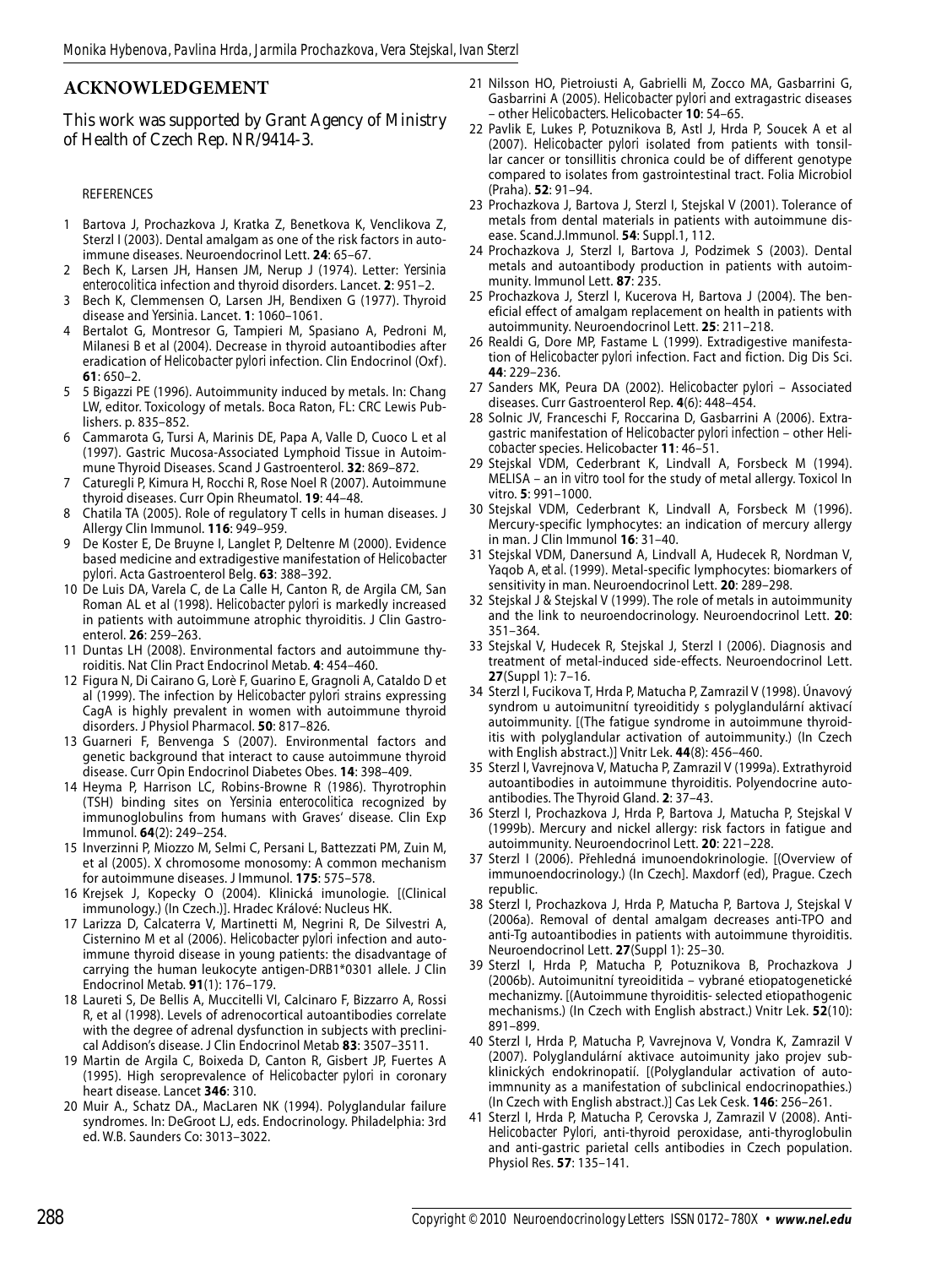## ACKNOWLEDGEMENT

This work was supported by Grant Agency of Ministry of Health of Czech Rep. NR/9414-3.

REFERENCES

1. Bartova J, Prochazkova J, Kratka Z, Benetkova K, Venclikova Z, Sterzl I (2003). Dental amalgam as one of the risk factors in autoimmune diseases. Neuroendocrinol Lett. **24**: 65–67.
2. Bech K, Larsen JH, Hansen JM, Nerup J (1974). Letter: *Yersinia enterocolitica* infection and thyroid disorders. Lancet. **2**: 951–2.
3. Bech K, Clemmensen O, Larsen JH, Bendixen G (1977). Thyroid disease and *Yersinia*. Lancet. **1**: 1060–1061.
4. Bertalot G, Montresor G, Tampieri M, Spasiano A, Pedroni M, Milanesi B et al (2004). Decrease in thyroid autoantibodies after eradication of *Helicobacter pylori* infection. Clin Endocrinol (Oxf). **61**: 650–2.
5. 5 Bigazzi PE (1996). Autoimmunity induced by metals. In: Chang LW, editor. Toxicology of metals. Boca Raton, FL: CRC Lewis Publishers. p. 835–852.
6. Cammarota G, Tursi A, Marinis DE, Papa A, Valle D, Cuoco L et al (1997). Gastric Mucosa-Associated Lymphoid Tissue in Autoimmune Thyroid Diseases. Scand J Gastroenterol. **32**: 869–872.
7. Caturegli P, Kimura H, Rocchi R, Rose Noel R (2007). Autoimmune thyroid diseases. Curr Opin Rheumatol. **19**: 44–48.
8. Chatila TA (2005). Role of regulatory T cells in human diseases. J Allergy Clin Immunol. **116**: 949–959.
9. De Koster E, De Bruyne I, Langlet P, Deltenre M (2000). Evidence based medicine and extradigestive manifestation of *Helicobacter pylori*. Acta Gastroenterol Belg. **63**: 388–392.
10. De Luis DA, Varela C, de La Calle H, Canton R, de Argila CM, San Roman AL et al (1998). *Helicobacter pylori* is markedly increased in patients with autoimmune atrophic thyroiditis. J Clin Gastroenterol. **26**: 259–263.
11. Duntas LH (2008). Environmental factors and autoimmune thyroiditis. Nat Clin Pract Endocrinol Metab. **4**: 454–460.
12. Figura N, Di Cairano G, Lorè F, Guarino E, Gragnoli A, Cataldo D et al (1999). The infection by *Helicobacter pylori* strains expressing CagA is highly prevalent in women with autoimmune thyroid disorders. J Physiol Pharmacol. **50**: 817–826.
13. Guarneri F, Benvenga S (2007). Environmental factors and genetic background that interact to cause autoimmune thyroid disease. Curr Opin Endocrinol Diabetes Obes. **14**: 398–409.
14. Heyma P, Harrison LC, Robins-Browne R (1986). Thyrotrophin (TSH) binding sites on *Yersinia enterocolitica* recognized by immunoglobulins from humans with Graves' disease. Clin Exp Immunol. **64**(2): 249–254.
15. Inverzinni P, Miozzo M, Selmi C, Persani L, Battezzati PM, Zuin M, et al (2005). X chromosome monosomy: A common mechanism for autoimmune diseases. J Immunol. **175**: 575–578.
16. Krejsek J, Kopecky O (2004). Klinická imunologie. [(Clinical immunology.) (In Czech.)]. Hradec Králové: Nucleus HK.
17. Larizza D, Calcaterra V, Martinetti M, Negrini R, De Silvestri A, Cisternino M et al (2006). *Helicobacter pylori* infection and autoimmune thyroid disease in young patients: the disadvantage of carrying the human leukocyte antigen-DRB1*0301 allele. J Clin Endocrinol Metab. **91**(1): 176–179.
18. Laureti S, De Bellis A, Muccitelli VI, Calcinaro F, Bizzarro A, Rossi R, et al (1998). Levels of adrenocortical autoantibodies correlate with the degree of adrenal dysfunction in subjects with preclinical Addison's disease. J Clin Endocrinol Metab **83**: 3507–3511.
19. Martin de Argila C, Boixeda D, Canton R, Gisbert JP, Fuertes A (1995). High seroprevalence of *Helicobacter pylori* in coronary heart disease. Lancet **346**: 310.
20. Muir A., Schatz DA., MacLaren NK (1994). Polyglandular failure syndromes. In: DeGroot LJ, eds. Endocrinology. Philadelphia: 3rd ed. W.B. Saunders Co: 3013–3022.
21. Nilsson HO, Pietroiusti A, Gabrielli M, Zocco MA, Gasbarrini G, Gasbarrini A (2005). *Helicobacter pylori* and extragastric diseases – other *Helicobacters*. Helicobacter **10**: 54–65.
22. Pavlik E, Lukes P, Potuznikova B, Astl J, Hrda P, Soucek A et al (2007). *Helicobacter pylori* isolated from patients with tonsillar cancer or tonsillitis chronica could be of different genotype compared to isolates from gastrointestinal tract. Folia Microbiol (Praha). **52**: 91–94.
23. Prochazkova J, Bartova J, Sterzl I, Stejskal V (2001). Tolerance of metals from dental materials in patients with autoimmune disease. Scand.J.Immunol. **54**: Suppl.1, 112.
24. Prochazkova J, Sterzl I, Bartova J, Podzimek S (2003). Dental metals and autoantibody production in patients with autoimmunity. Immunol Lett. **87**: 235.
25. Prochazkova J, Sterzl I, Kucerova H, Bartova J (2004). The beneficial effect of amalgam replacement on health in patients with autoimmunity. Neuroendocrinol Lett. **25**: 211–218.
26. Realdi G, Dore MP, Fastame L (1999). Extradigestive manifestation of *Helicobacter pylori* infection. Fact and fiction. Dig Dis Sci. **44**: 229–236.
27. Sanders MK, Peura DA (2002). *Helicobacter pylori* – Associated diseases. Curr Gastroenterol Rep. **4**(6): 448–454.
28. Solnic JV, Franceschi F, Roccarina D, Gasbarrini A (2006). Extragastric manifestation of *Helicobacter pylori infection* – other *Helicobacter* species. Helicobacter **11**: 46–51.
29. Stejskal VDM, Cederbrant K, Lindvall A, Forsbeck M (1994). MELISA – an *in vitro* tool for the study of metal allergy. Toxicol In vitro. **5**: 991–1000.
30. Stejskal VDM, Cederbrant K, Lindvall A, Forsbeck M (1996). Mercury-specific lymphocytes: an indication of mercury allergy in man. J Clin Immunol **16**: 31–40.
31. Stejskal VDM, Danersund A, Lindvall A, Hudecek R, Nordman V, Yaqob A, *et al.* (1999). Metal-specific lymphocytes: biomarkers of sensitivity in man. Neuroendocrinol Lett. **20**: 289–298.
32. Stejskal J & Stejskal V (1999). The role of metals in autoimmunity and the link to neuroendocrinology. Neuroendocrinol Lett. **20**: 351–364.
33. Stejskal V, Hudecek R, Stejskal J, Sterzl I (2006). Diagnosis and treatment of metal-induced side-effects. Neuroendocrinol Lett. **27**(Suppl 1): 7–16.
34. Sterzl I, Fucikova T, Hrda P, Matucha P, Zamrazil V (1998). Únavový syndrom u autoimunitní tyreoiditidy s polyglandulární aktivací autoimmunity. [(The fatigue syndrome in autoimmune thyroiditis with polyglandular activation of autoimmunity.) (In Czech with English abstract.)] Vnitr Lek. **44**(8): 456–460.
35. Sterzl I, Vavrejnova V, Matucha P, Zamrazil V (1999a). Extrathyroid autoantibodies in autoimmune thyroiditis. Polyendocrine autoantibodies. The Thyroid Gland. **2**: 37–43.
36. Sterzl I, Prochazkova J, Hrda P, Bartova J, Matucha P, Stejskal V (1999b). Mercury and nickel allergy: risk factors in fatigue and autoimmunity. Neuroendocrinol Lett. **20**: 221–228.
37. Sterzl I (2006). Přehledná imunoendokrinologie. [(Overview of immunoendocrinology.) (In Czech]. Maxdorf (ed), Prague. Czech republic.
38. Sterzl I, Prochazkova J, Hrda P, Matucha P, Bartova J, Stejskal V (2006a). Removal of dental amalgam decreases anti-TPO and anti-Tg autoantibodies in patients with autoimmune thyroiditis. Neuroendocrinol Lett. **27**(Suppl 1): 25–30.
39. Sterzl I, Hrda P, Matucha P, Potuznikova B, Prochazkova J (2006b). Autoimunitní tyreoiditida – vybrané etiopatogenetické mechanizmy. [(Autoimmune thyroiditis- selected etiopathogenic mechanisms.) (In Czech with English abstract.) Vnitr Lek. **52**(10): 891–899.
40. Sterzl I, Hrda P, Matucha P, Vavrejnova V, Vondra K, Zamrazil V (2007). Polyglandulární aktivace autoimunity jako projev subklinických endokrinopatií. [(Polyglandular activation of autoimmnunity as a manifestation of subclinical endocrinopathies.) (In Czech with English abstract.)] Cas Lek Cesk. **146**: 256–261.
41. Sterzl I, Hrda P, Matucha P, Cerovska J, Zamrazil V (2008). Anti-*Helicobacter Pylori*, anti-thyroid peroxidase, anti-thyroglobulin and anti-gastric parietal cells antibodies in Czech population. Physiol Res. **57**: 135–141.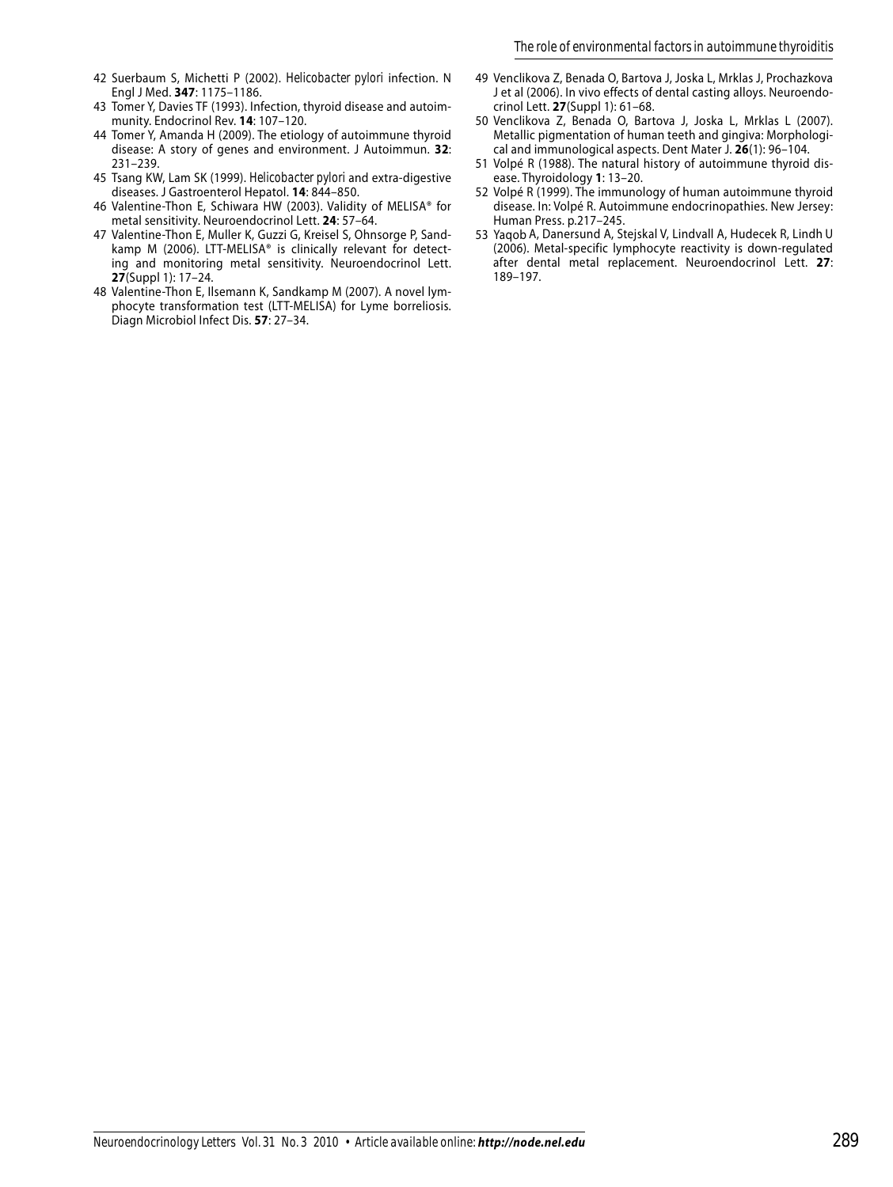42 Suerbaum S, Michetti P (2002). *Helicobacter pylori* infection. N Engl J Med. **347**: 1175–1186.

43 Tomer Y, Davies TF (1993). Infection, thyroid disease and autoimmunity. Endocrinol Rev. **14**: 107–120.

44 Tomer Y, Amanda H (2009). The etiology of autoimmune thyroid disease: A story of genes and environment. J Autoimmun. **32**: 231–239.

45 Tsang KW, Lam SK (1999). *Helicobacter pylori* and extra-digestive diseases. J Gastroenterol Hepatol. **14**: 844–850.

46 Valentine-Thon E, Schiwara HW (2003). Validity of MELISA® for metal sensitivity. Neuroendocrinol Lett. **24**: 57–64.

47 Valentine-Thon E, Muller K, Guzzi G, Kreisel S, Ohnsorge P, Sandkamp M (2006). LTT-MELISA® is clinically relevant for detecting and monitoring metal sensitivity. Neuroendocrinol Lett. **27**(Suppl 1): 17–24.

48 Valentine-Thon E, Ilsemann K, Sandkamp M (2007). A novel lymphocyte transformation test (LTT-MELISA) for Lyme borreliosis. Diagn Microbiol Infect Dis. **57**: 27–34.

49 Venclikova Z, Benada O, Bartova J, Joska L, Mrklas J, Prochazkova J et al (2006). In vivo effects of dental casting alloys. Neuroendocrinol Lett. **27**(Suppl 1): 61–68.

50 Venclikova Z, Benada O, Bartova J, Joska L, Mrklas L (2007). Metallic pigmentation of human teeth and gingiva: Morphological and immunological aspects. Dent Mater J. **26**(1): 96–104.

51 Volpé R (1988). The natural history of autoimmune thyroid disease. Thyroidology **1**: 13–20.

52 Volpé R (1999). The immunology of human autoimmune thyroid disease. In: Volpé R. Autoimmune endocrinopathies. New Jersey: Human Press. p.217–245.

53 Yaqob A, Danersund A, Stejskal V, Lindvall A, Hudecek R, Lindh U (2006). Metal-specific lymphocyte reactivity is down-regulated after dental metal replacement. Neuroendocrinol Lett. **27**: 189–197.